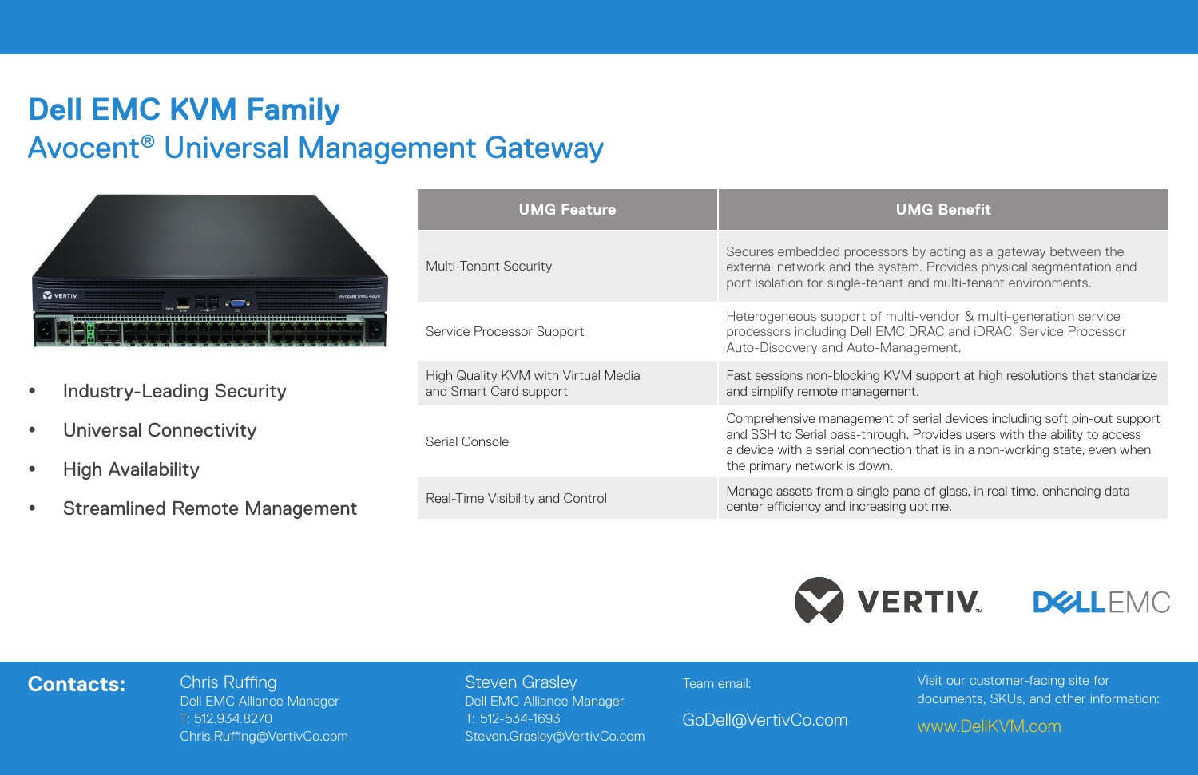# Dell EMC KVM Family

## Avocent® Universal Management Gateway

- Industry-Leading Security
- Universal Connectivity
- High Availability
- Streamlined Remote Management

| UMG Feature | UMG Benefit |
| --- | --- |
| Multi-Tenant Security | Secures embedded processors by acting as a gateway between the external network and the system. Provides physical segmentation and port isolation for single-tenant and multi-tenant environments. |
| Service Processor Support | Heterogeneous support of multi-vendor & multi-generation service processors including Dell EMC DRAC and iDRAC. Service Processor Auto-Discovery and Auto-Management. |
| High Quality KVM with Virtual Media and Smart Card support | Fast sessions non-blocking KVM support at high resolutions that standarize and simplify remote management. |
| Serial Console | Comprehensive management of serial devices including soft pin-out support and SSH to Serial pass-through. Provides users with the ability to access a device with a serial connection that is in a non-working state, even when the primary network is down. |
| Real-Time Visibility and Control | Manage assets from a single pane of glass, in real time, enhancing data center efficiency and increasing uptime. |

VERTIV. DELL EMC

**Contacts:**

Chris Ruffing
Dell EMC Alliance Manager
T: 512.934.8270
Chris.Ruffing@VertivCo.com

Steven Grasley
Dell EMC Alliance Manager
T: 512-534-1693
Steven.Grasley@VertivCo.com

Team email:

GoDell@VertivCo.com

Visit our customer-facing site for documents, SKUs, and other information:

www.DellKVM.com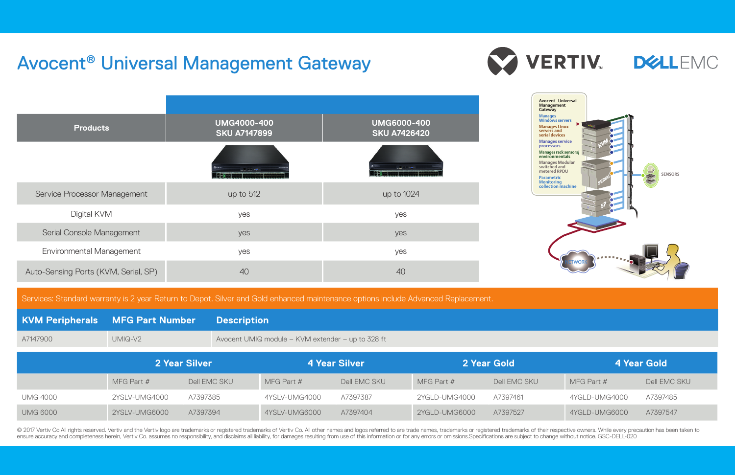# Avocent® Universal Management Gateway

VERTIV. DELL EMC

| Products | UMG4000-400 SKU A7147899 | UMG6000-400 SKU A7426420 |
|---|---|---|
| Service Processor Management | up to 512 | up to 1024 |
| Digital KVM | yes | yes |
| Serial Console Management | yes | yes |
| Environmental Management | yes | yes |
| Auto-Sensing Ports (KVM, Serial, SP) | 40 | 40 |

Avocent Universal Management Gateway

Manages Windows servers

Manages Linux servers and serial devices

Manages service processors

Manages rack sensors/ environmentals

Manages Modular switched and metered RPDU

Parametric Monitoring collection machine

KVM

SERIAL

SP

SENSORS

NETWORK

Services: Standard warranty is 2 year Return to Depot. Silver and Gold enhanced maintenance options include Advanced Replacement.

| KVM Peripherals | MFG Part Number | Description |
|---|---|---|
| A7147900 | UMIQ-V2 | Avocent UMIQ module – KVM extender – up to 328 ft |

| | 2 Year Silver | | 4 Year Silver | | 2 Year Gold | | 4 Year Gold | |
|---|---|---|---|---|---|---|---|---|
| | MFG Part # | Dell EMC SKU | MFG Part # | Dell EMC SKU | MFG Part # | Dell EMC SKU | MFG Part # | Dell EMC SKU |
| UMG 4000 | 2YSLV-UMG4000 | A7397385 | 4YSLV-UMG4000 | A7397387 | 2YGLD-UMG4000 | A7397461 | 4YGLD-UMG4000 | A7397485 |
| UMG 6000 | 2YSLV-UMG6000 | A7397394 | 4YSLV-UMG6000 | A7397404 | 2YGLD-UMG6000 | A7397527 | 4YGLD-UMG6000 | A7397547 |

© 2017 Vertiv Co.All rights reserved. Vertiv and the Vertiv logo are trademarks or registered trademarks of Vertiv Co. All other names and logos referred to are trade names, trademarks or registered trademarks of their respective owners. While every precaution has been taken to ensure accuracy and completeness herein, Vertiv Co. assumes no responsibility, and disclaims all liability, for damages resulting from use of this information or for any errors or omissions.Specifications are subject to change without notice. GSC-DELL-020